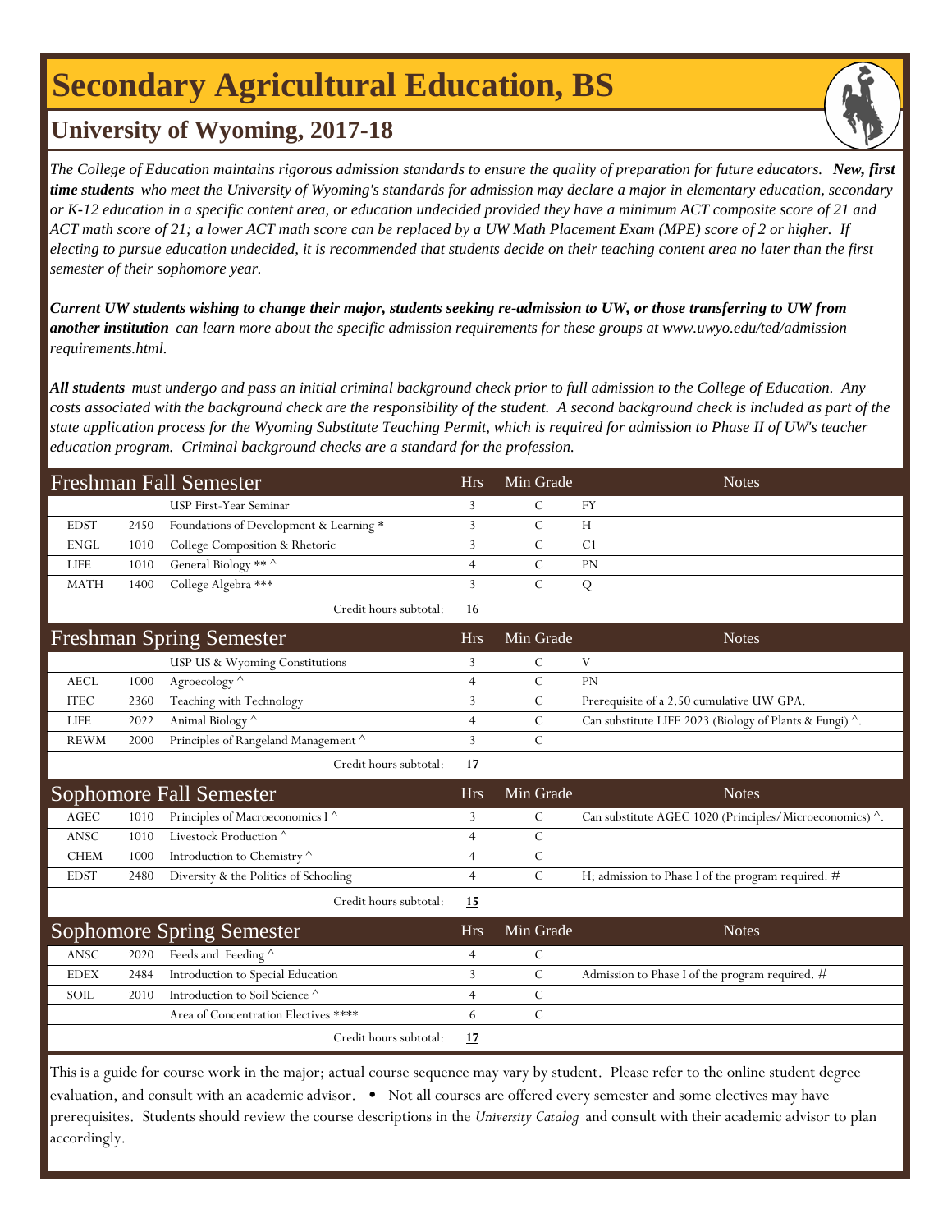# Secondary Agricultural Education, BS

## University of Wyoming, 2017-18

*The College of Education maintains rigorous admission standards to ensure the quality of preparation for future educators.* ***New, first time students*** *who meet the University of Wyoming's standards for admission may declare a major in elementary education, secondary or K-12 education in a specific content area, or education undecided provided they have a minimum ACT composite score of 21 and ACT math score of 21; a lower ACT math score can be replaced by a UW Math Placement Exam (MPE) score of 2 or higher. If electing to pursue education undecided, it is recommended that students decide on their teaching content area no later than the first semester of their sophomore year.*

***Current UW students wishing to change their major, students seeking re-admission to UW, or those transferring to UW from another institution*** *can learn more about the specific admission requirements for these groups at www.uwyo.edu/ted/admission requirements.html.*

***All students*** *must undergo and pass an initial criminal background check prior to full admission to the College of Education. Any costs associated with the background check are the responsibility of the student. A second background check is included as part of the state application process for the Wyoming Substitute Teaching Permit, which is required for admission to Phase II of UW's teacher education program. Criminal background checks are a standard for the profession.*

| Freshman Fall Semester | | | Hrs | Min Grade | Notes |
|---|---|---|---|---|---|
| | | USP First-Year Seminar | 3 | C | FY |
| EDST | 2450 | Foundations of Development & Learning * | 3 | C | H |
| ENGL | 1010 | College Composition & Rhetoric | 3 | C | C1 |
| LIFE | 1010 | General Biology ** ^ | 4 | C | PN |
| MATH | 1400 | College Algebra *** | 3 | C | Q |
| | | Credit hours subtotal: | **16** | | |

| Freshman Spring Semester | | | Hrs | Min Grade | Notes |
|---|---|---|---|---|---|
| | | USP US & Wyoming Constitutions | 3 | C | V |
| AECL | 1000 | Agroecology ^ | 4 | C | PN |
| ITEC | 2360 | Teaching with Technology | 3 | C | Prerequisite of a 2.50 cumulative UW GPA. |
| LIFE | 2022 | Animal Biology ^ | 4 | C | Can substitute LIFE 2023 (Biology of Plants & Fungi) ^. |
| REWM | 2000 | Principles of Rangeland Management ^ | 3 | C | |
| | | Credit hours subtotal: | **17** | | |

| Sophomore Fall Semester | | | Hrs | Min Grade | Notes |
|---|---|---|---|---|---|
| AGEC | 1010 | Principles of Macroeconomics I ^ | 3 | C | Can substitute AGEC 1020 (Principles/Microeconomics) ^. |
| ANSC | 1010 | Livestock Production ^ | 4 | C | |
| CHEM | 1000 | Introduction to Chemistry ^ | 4 | C | |
| EDST | 2480 | Diversity & the Politics of Schooling | 4 | C | H; admission to Phase I of the program required. # |
| | | Credit hours subtotal: | **15** | | |

| Sophomore Spring Semester | | | Hrs | Min Grade | Notes |
|---|---|---|---|---|---|
| ANSC | 2020 | Feeds and Feeding ^ | 4 | C | |
| EDEX | 2484 | Introduction to Special Education | 3 | C | Admission to Phase I of the program required. # |
| SOIL | 2010 | Introduction to Soil Science ^ | 4 | C | |
| | | Area of Concentration Electives **** | 6 | C | |
| | | Credit hours subtotal: | **17** | | |

This is a guide for course work in the major; actual course sequence may vary by student. Please refer to the online student degree evaluation, and consult with an academic advisor. • Not all courses are offered every semester and some electives may have prerequisites. Students should review the course descriptions in the *University Catalog* and consult with their academic advisor to plan accordingly.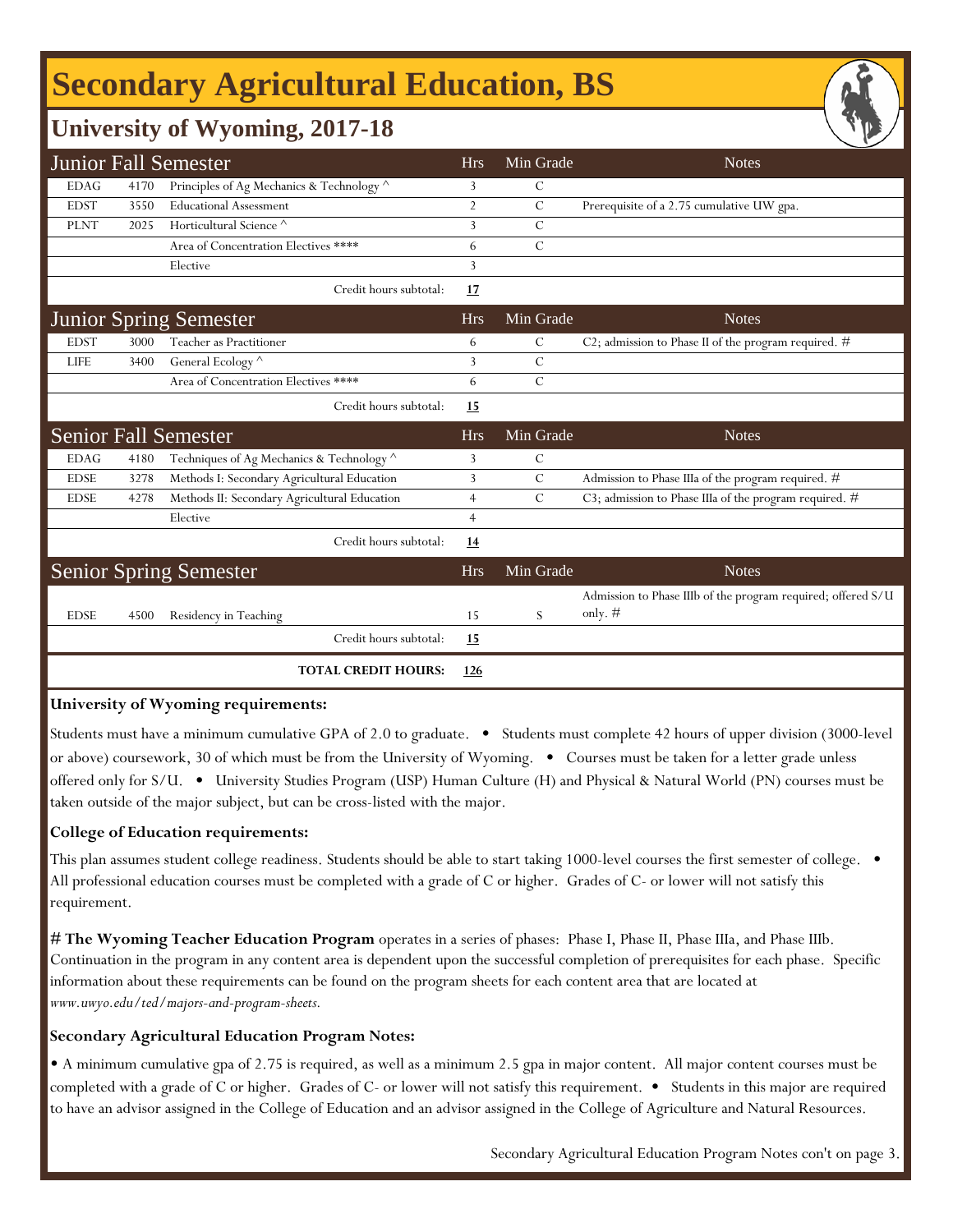# Secondary Agricultural Education, BS

## University of Wyoming, 2017-18

| Junior Fall Semester | | | Hrs | Min Grade | Notes |
|---|---|---|---|---|---|
| EDAG | 4170 | Principles of Ag Mechanics & Technology ^ | 3 | C | |
| EDST | 3550 | Educational Assessment | 2 | C | Prerequisite of a 2.75 cumulative UW gpa. |
| PLNT | 2025 | Horticultural Science ^ | 3 | C | |
| | | Area of Concentration Electives **** | 6 | C | |
| | | Elective | 3 | | |
| | | Credit hours subtotal: | **17** | | |

| Junior Spring Semester | | | Hrs | Min Grade | Notes |
|---|---|---|---|---|---|
| EDST | 3000 | Teacher as Practitioner | 6 | C | C2; admission to Phase II of the program required. # |
| LIFE | 3400 | General Ecology ^ | 3 | C | |
| | | Area of Concentration Electives **** | 6 | C | |
| | | Credit hours subtotal: | **15** | | |

| Senior Fall Semester | | | Hrs | Min Grade | Notes |
|---|---|---|---|---|---|
| EDAG | 4180 | Techniques of Ag Mechanics & Technology ^ | 3 | C | |
| EDSE | 3278 | Methods I: Secondary Agricultural Education | 3 | C | Admission to Phase IIIa of the program required. # |
| EDSE | 4278 | Methods II: Secondary Agricultural Education | 4 | C | C3; admission to Phase IIIa of the program required. # |
| | | Elective | 4 | | |
| | | Credit hours subtotal: | **14** | | |

| Senior Spring Semester | | | Hrs | Min Grade | Notes |
|---|---|---|---|---|---|
| EDSE | 4500 | Residency in Teaching | 15 | S | Admission to Phase IIIb of the program required; offered S/U only. # |
| | | Credit hours subtotal: | **15** | | |
| | | **TOTAL CREDIT HOURS:** | **126** | | |

**University of Wyoming requirements:**

Students must have a minimum cumulative GPA of 2.0 to graduate. • Students must complete 42 hours of upper division (3000-level or above) coursework, 30 of which must be from the University of Wyoming. • Courses must be taken for a letter grade unless offered only for S/U. • University Studies Program (USP) Human Culture (H) and Physical & Natural World (PN) courses must be taken outside of the major subject, but can be cross-listed with the major.

**College of Education requirements:**

This plan assumes student college readiness. Students should be able to start taking 1000-level courses the first semester of college. • All professional education courses must be completed with a grade of C or higher. Grades of C- or lower will not satisfy this requirement.

**# The Wyoming Teacher Education Program** operates in a series of phases: Phase I, Phase II, Phase IIIa, and Phase IIIb. Continuation in the program in any content area is dependent upon the successful completion of prerequisites for each phase. Specific information about these requirements can be found on the program sheets for each content area that are located at *www.uwyo.edu/ted/majors-and-program-sheets.*

**Secondary Agricultural Education Program Notes:**

• A minimum cumulative gpa of 2.75 is required, as well as a minimum 2.5 gpa in major content. All major content courses must be completed with a grade of C or higher. Grades of C- or lower will not satisfy this requirement. • Students in this major are required to have an advisor assigned in the College of Education and an advisor assigned in the College of Agriculture and Natural Resources.

Secondary Agricultural Education Program Notes con't on page 3.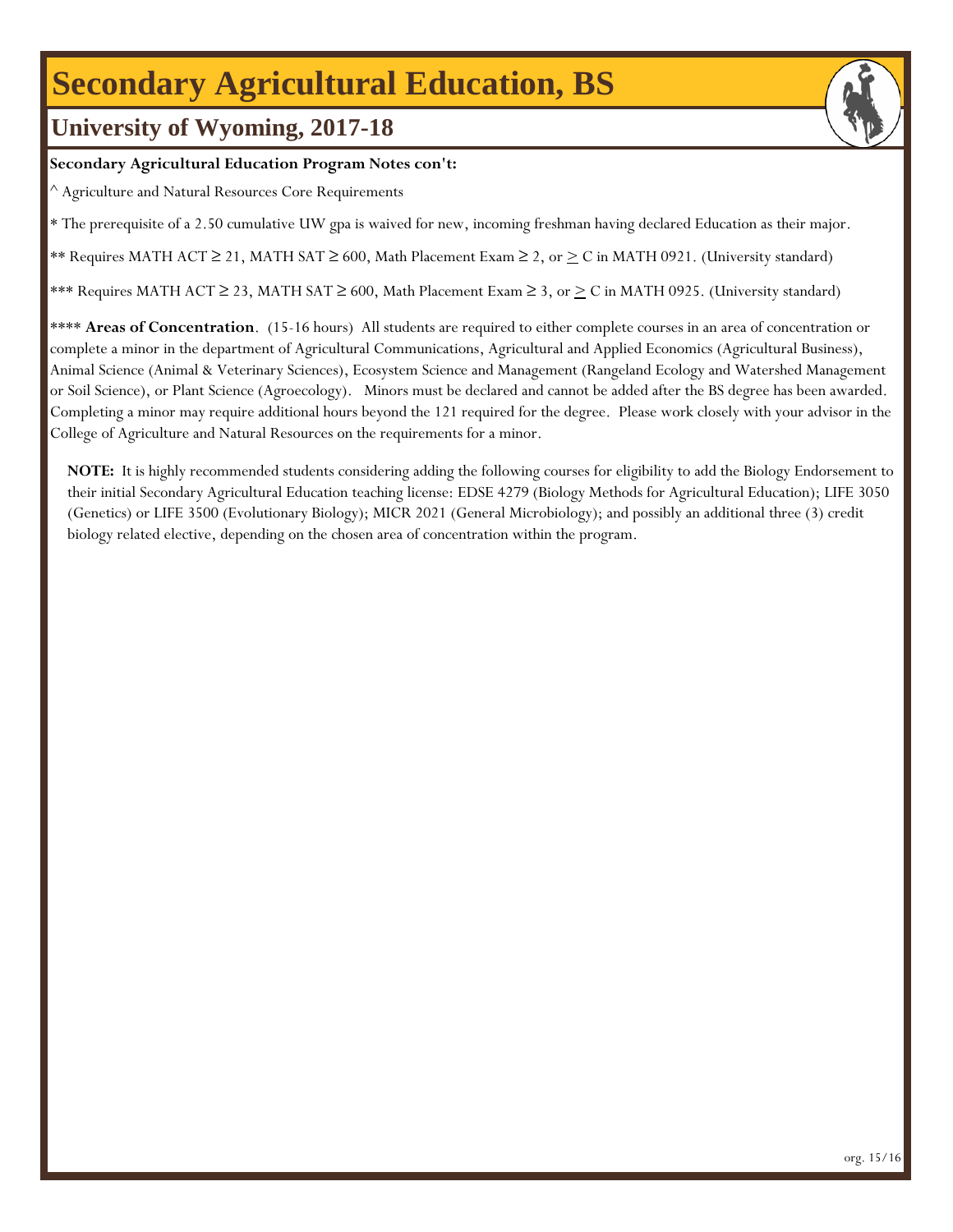# Secondary Agricultural Education, BS

## University of Wyoming, 2017-18

**Secondary Agricultural Education Program Notes con't:**

^ Agriculture and Natural Resources Core Requirements

* The prerequisite of a 2.50 cumulative UW gpa is waived for new, incoming freshman having declared Education as their major.

** Requires MATH ACT ≥ 21, MATH SAT ≥ 600, Math Placement Exam ≥ 2, or ≥ C in MATH 0921. (University standard)

*** Requires MATH ACT ≥ 23, MATH SAT ≥ 600, Math Placement Exam ≥ 3, or ≥ C in MATH 0925. (University standard)

**** **Areas of Concentration**. (15-16 hours) All students are required to either complete courses in an area of concentration or complete a minor in the department of Agricultural Communications, Agricultural and Applied Economics (Agricultural Business), Animal Science (Animal & Veterinary Sciences), Ecosystem Science and Management (Rangeland Ecology and Watershed Management or Soil Science), or Plant Science (Agroecology). Minors must be declared and cannot be added after the BS degree has been awarded. Completing a minor may require additional hours beyond the 121 required for the degree. Please work closely with your advisor in the College of Agriculture and Natural Resources on the requirements for a minor.

**NOTE:** It is highly recommended students considering adding the following courses for eligibility to add the Biology Endorsement to their initial Secondary Agricultural Education teaching license: EDSE 4279 (Biology Methods for Agricultural Education); LIFE 3050 (Genetics) or LIFE 3500 (Evolutionary Biology); MICR 2021 (General Microbiology); and possibly an additional three (3) credit biology related elective, depending on the chosen area of concentration within the program.

org. 15/16